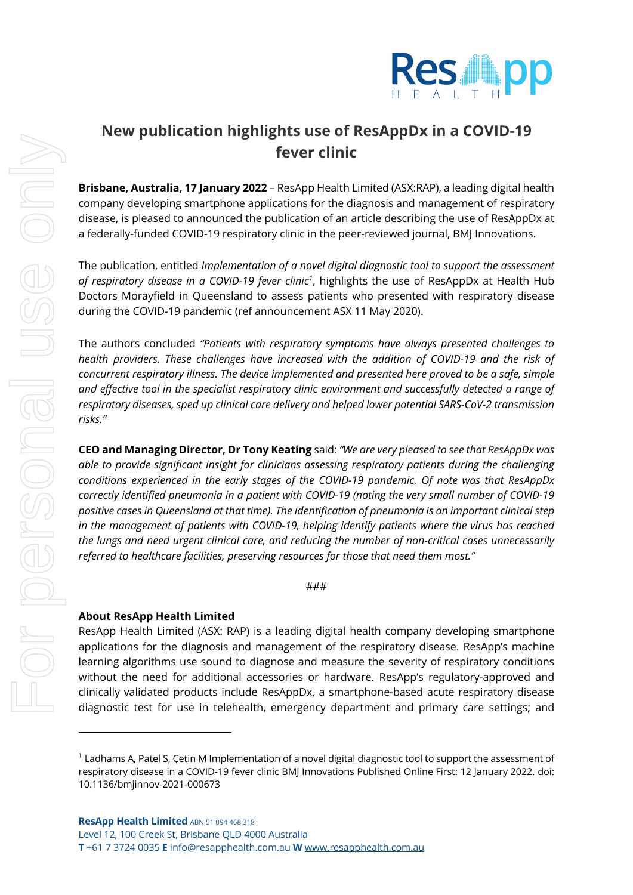# New publication highlights use of ResAppDx in a COVID-19 fever clinic

**Brisbane, Australia, 17 January 2022** – ResApp Health Limited (ASX:RAP), a leading digital health company developing smartphone applications for the diagnosis and management of respiratory disease, is pleased to announced the publication of an article describing the use of ResAppDx at a federally-funded COVID-19 respiratory clinic in the peer-reviewed journal, BMJ Innovations.

The publication, entitled *Implementation of a novel digital diagnostic tool to support the assessment of respiratory disease in a COVID-19 fever clinic*[1], highlights the use of ResAppDx at Health Hub Doctors Morayfield in Queensland to assess patients who presented with respiratory disease during the COVID-19 pandemic (ref announcement ASX 11 May 2020).

The authors concluded *"Patients with respiratory symptoms have always presented challenges to health providers. These challenges have increased with the addition of COVID-19 and the risk of concurrent respiratory illness. The device implemented and presented here proved to be a safe, simple and effective tool in the specialist respiratory clinic environment and successfully detected a range of respiratory diseases, sped up clinical care delivery and helped lower potential SARS-CoV-2 transmission risks."*

**CEO and Managing Director, Dr Tony Keating** said: *"We are very pleased to see that ResAppDx was able to provide significant insight for clinicians assessing respiratory patients during the challenging conditions experienced in the early stages of the COVID-19 pandemic. Of note was that ResAppDx correctly identified pneumonia in a patient with COVID-19 (noting the very small number of COVID-19 positive cases in Queensland at that time). The identification of pneumonia is an important clinical step in the management of patients with COVID-19, helping identify patients where the virus has reached the lungs and need urgent clinical care, and reducing the number of non-critical cases unnecessarily referred to healthcare facilities, preserving resources for those that need them most."*

###

**About ResApp Health Limited**

ResApp Health Limited (ASX: RAP) is a leading digital health company developing smartphone applications for the diagnosis and management of the respiratory disease. ResApp's machine learning algorithms use sound to diagnose and measure the severity of respiratory conditions without the need for additional accessories or hardware. ResApp's regulatory-approved and clinically validated products include ResAppDx, a smartphone-based acute respiratory disease diagnostic test for use in telehealth, emergency department and primary care settings; and

---

[1] Ladhams A, Patel S, Çetin M Implementation of a novel digital diagnostic tool to support the assessment of respiratory disease in a COVID-19 fever clinic BMJ Innovations Published Online First: 12 January 2022. doi: 10.1136/bmjinnov-2021-000673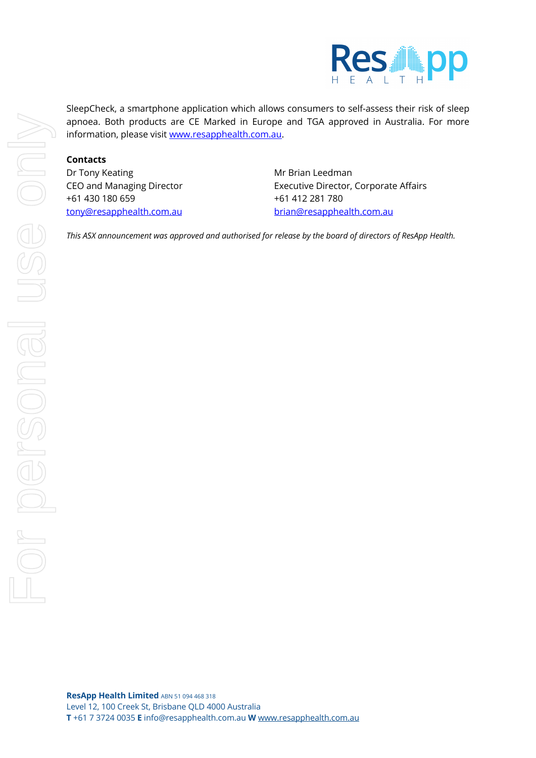SleepCheck, a smartphone application which allows consumers to self-assess their risk of sleep apnoea. Both products are CE Marked in Europe and TGA approved in Australia. For more information, please visit www.resapphealth.com.au.

**Contacts**

Dr Tony Keating
CEO and Managing Director
+61 430 180 659
tony@resapphealth.com.au

Mr Brian Leedman
Executive Director, Corporate Affairs
+61 412 281 780
brian@resapphealth.com.au

*This ASX announcement was approved and authorised for release by the board of directors of ResApp Health.*